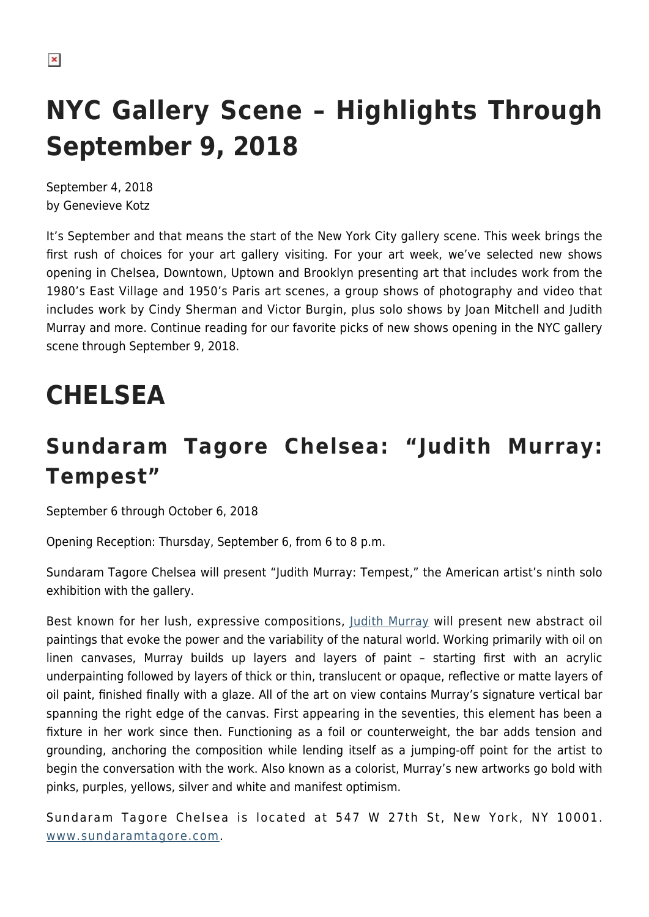# NYC Gallery Scene – Highlights Through September 9, 2018

September 4, 2018
by Genevieve Kotz

It's September and that means the start of the New York City gallery scene. This week brings the first rush of choices for your art gallery visiting. For your art week, we've selected new shows opening in Chelsea, Downtown, Uptown and Brooklyn presenting art that includes work from the 1980's East Village and 1950's Paris art scenes, a group shows of photography and video that includes work by Cindy Sherman and Victor Burgin, plus solo shows by Joan Mitchell and Judith Murray and more. Continue reading for our favorite picks of new shows opening in the NYC gallery scene through September 9, 2018.

# CHELSEA

## Sundaram Tagore Chelsea: "Judith Murray: Tempest"

September 6 through October 6, 2018

Opening Reception: Thursday, September 6, from 6 to 8 p.m.

Sundaram Tagore Chelsea will present "Judith Murray: Tempest," the American artist's ninth solo exhibition with the gallery.

Best known for her lush, expressive compositions, Judith Murray will present new abstract oil paintings that evoke the power and the variability of the natural world. Working primarily with oil on linen canvases, Murray builds up layers and layers of paint – starting first with an acrylic underpainting followed by layers of thick or thin, translucent or opaque, reflective or matte layers of oil paint, finished finally with a glaze. All of the art on view contains Murray's signature vertical bar spanning the right edge of the canvas. First appearing in the seventies, this element has been a fixture in her work since then. Functioning as a foil or counterweight, the bar adds tension and grounding, anchoring the composition while lending itself as a jumping-off point for the artist to begin the conversation with the work. Also known as a colorist, Murray's new artworks go bold with pinks, purples, yellows, silver and white and manifest optimism.

Sundaram Tagore Chelsea is located at 547 W 27th St, New York, NY 10001. www.sundaramtagore.com.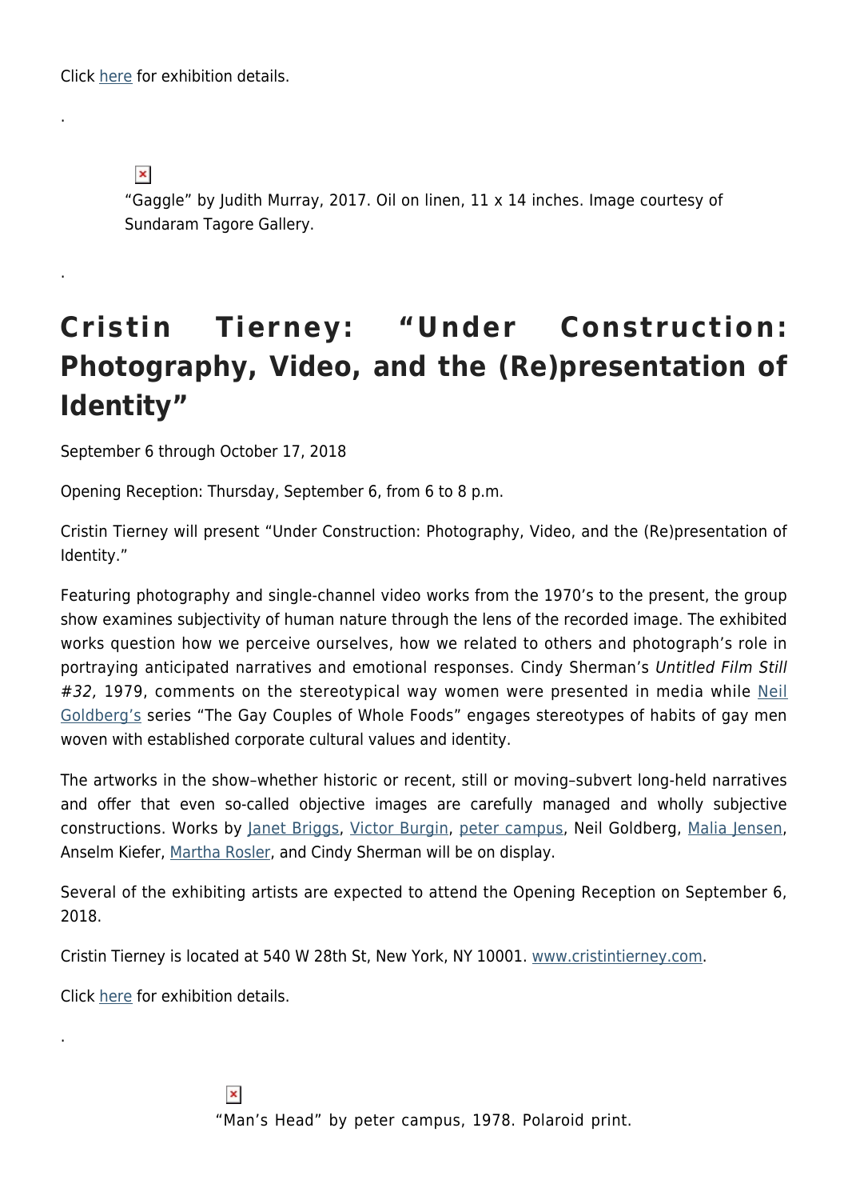Click here for exhibition details.

.

"Gaggle" by Judith Murray, 2017. Oil on linen, 11 x 14 inches. Image courtesy of Sundaram Tagore Gallery.

.

## Cristin Tierney: "Under Construction: Photography, Video, and the (Re)presentation of Identity"

September 6 through October 17, 2018

Opening Reception: Thursday, September 6, from 6 to 8 p.m.

Cristin Tierney will present "Under Construction: Photography, Video, and the (Re)presentation of Identity."

Featuring photography and single-channel video works from the 1970's to the present, the group show examines subjectivity of human nature through the lens of the recorded image. The exhibited works question how we perceive ourselves, how we related to others and photograph's role in portraying anticipated narratives and emotional responses. Cindy Sherman's *Untitled Film Still #32,* 1979, comments on the stereotypical way women were presented in media while Neil Goldberg's series "The Gay Couples of Whole Foods" engages stereotypes of habits of gay men woven with established corporate cultural values and identity.

The artworks in the show–whether historic or recent, still or moving–subvert long-held narratives and offer that even so-called objective images are carefully managed and wholly subjective constructions. Works by Janet Briggs, Victor Burgin, peter campus, Neil Goldberg, Malia Jensen, Anselm Kiefer, Martha Rosler, and Cindy Sherman will be on display.

Several of the exhibiting artists are expected to attend the Opening Reception on September 6, 2018.

Cristin Tierney is located at 540 W 28th St, New York, NY 10001. www.cristintierney.com.

Click here for exhibition details.

.

"Man's Head" by peter campus, 1978. Polaroid print.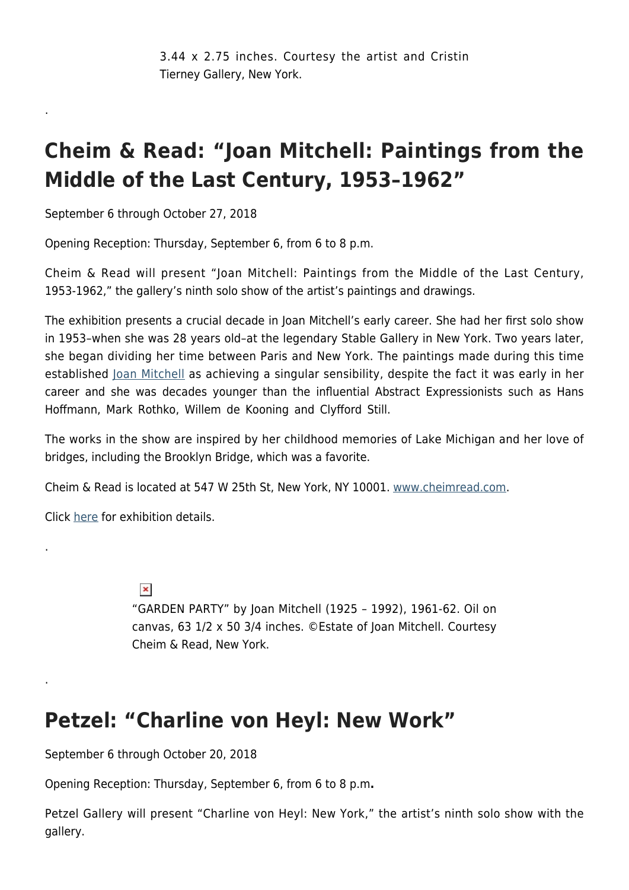3.44 x 2.75 inches. Courtesy the artist and Cristin Tierney Gallery, New York.

.

## Cheim & Read: "Joan Mitchell: Paintings from the Middle of the Last Century, 1953–1962"

September 6 through October 27, 2018

Opening Reception: Thursday, September 6, from 6 to 8 p.m.

Cheim & Read will present "Joan Mitchell: Paintings from the Middle of the Last Century, 1953-1962," the gallery's ninth solo show of the artist's paintings and drawings.

The exhibition presents a crucial decade in Joan Mitchell's early career. She had her first solo show in 1953–when she was 28 years old–at the legendary Stable Gallery in New York. Two years later, she began dividing her time between Paris and New York. The paintings made during this time established Joan Mitchell as achieving a singular sensibility, despite the fact it was early in her career and she was decades younger than the influential Abstract Expressionists such as Hans Hoffmann, Mark Rothko, Willem de Kooning and Clyfford Still.

The works in the show are inspired by her childhood memories of Lake Michigan and her love of bridges, including the Brooklyn Bridge, which was a favorite.

Cheim & Read is located at 547 W 25th St, New York, NY 10001. www.cheimread.com.

Click here for exhibition details.

.

"GARDEN PARTY" by Joan Mitchell (1925 – 1992), 1961-62. Oil on canvas, 63 1/2 x 50 3/4 inches. ©Estate of Joan Mitchell. Courtesy Cheim & Read, New York.

.

## Petzel: "Charline von Heyl: New Work"

September 6 through October 20, 2018

Opening Reception: Thursday, September 6, from 6 to 8 p.m**.**

Petzel Gallery will present "Charline von Heyl: New York," the artist's ninth solo show with the gallery.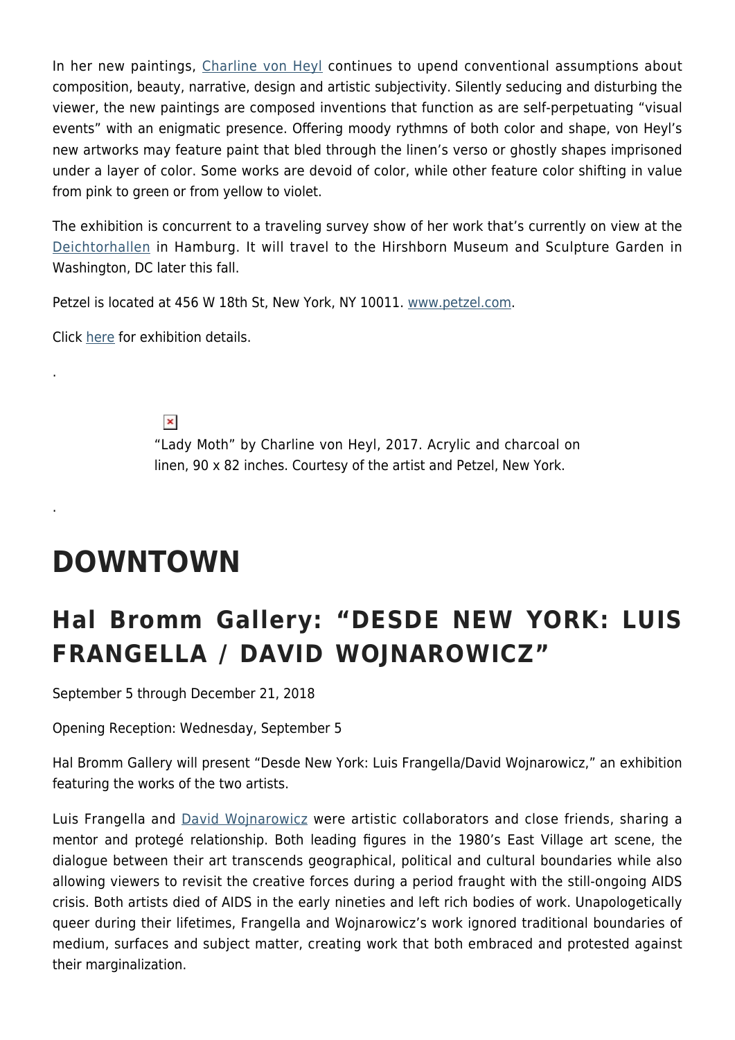In her new paintings, Charline von Heyl continues to upend conventional assumptions about composition, beauty, narrative, design and artistic subjectivity. Silently seducing and disturbing the viewer, the new paintings are composed inventions that function as are self-perpetuating "visual events" with an enigmatic presence. Offering moody rythmns of both color and shape, von Heyl's new artworks may feature paint that bled through the linen's verso or ghostly shapes imprisoned under a layer of color. Some works are devoid of color, while other feature color shifting in value from pink to green or from yellow to violet.

The exhibition is concurrent to a traveling survey show of her work that's currently on view at the Deichtorhallen in Hamburg. It will travel to the Hirshborn Museum and Sculpture Garden in Washington, DC later this fall.

Petzel is located at 456 W 18th St, New York, NY 10011. www.petzel.com.

Click here for exhibition details.

.

"Lady Moth" by Charline von Heyl, 2017. Acrylic and charcoal on linen, 90 x 82 inches. Courtesy of the artist and Petzel, New York.

.

# DOWNTOWN

## Hal Bromm Gallery: "DESDE NEW YORK: LUIS FRANGELLA / DAVID WOJNAROWICZ"

September 5 through December 21, 2018

Opening Reception: Wednesday, September 5

Hal Bromm Gallery will present "Desde New York: Luis Frangella/David Wojnarowicz," an exhibition featuring the works of the two artists.

Luis Frangella and David Wojnarowicz were artistic collaborators and close friends, sharing a mentor and protegé relationship. Both leading figures in the 1980's East Village art scene, the dialogue between their art transcends geographical, political and cultural boundaries while also allowing viewers to revisit the creative forces during a period fraught with the still-ongoing AIDS crisis. Both artists died of AIDS in the early nineties and left rich bodies of work. Unapologetically queer during their lifetimes, Frangella and Wojnarowicz's work ignored traditional boundaries of medium, surfaces and subject matter, creating work that both embraced and protested against their marginalization.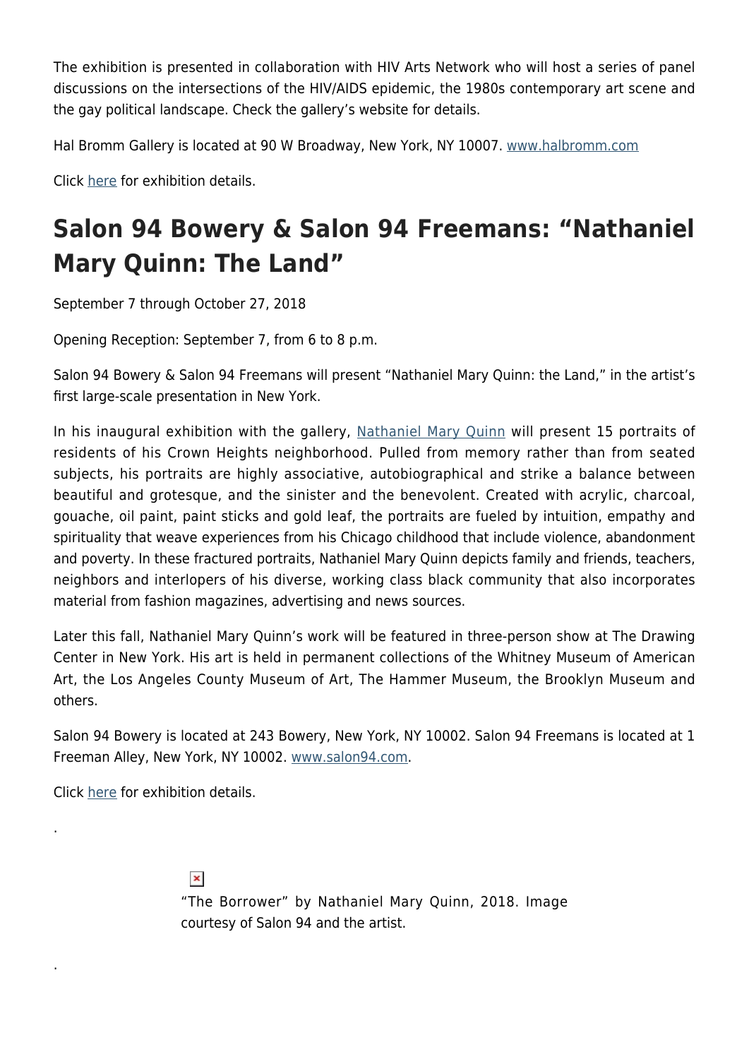The exhibition is presented in collaboration with HIV Arts Network who will host a series of panel discussions on the intersections of the HIV/AIDS epidemic, the 1980s contemporary art scene and the gay political landscape. Check the gallery's website for details.

Hal Bromm Gallery is located at 90 W Broadway, New York, NY 10007. [www.halbromm.com](www.halbromm.com)

Click [here]() for exhibition details.

## Salon 94 Bowery & Salon 94 Freemans: "Nathaniel Mary Quinn: The Land"

September 7 through October 27, 2018

Opening Reception: September 7, from 6 to 8 p.m.

Salon 94 Bowery & Salon 94 Freemans will present "Nathaniel Mary Quinn: the Land," in the artist's first large-scale presentation in New York.

In his inaugural exhibition with the gallery, [Nathaniel Mary Quinn]() will present 15 portraits of residents of his Crown Heights neighborhood. Pulled from memory rather than from seated subjects, his portraits are highly associative, autobiographical and strike a balance between beautiful and grotesque, and the sinister and the benevolent. Created with acrylic, charcoal, gouache, oil paint, paint sticks and gold leaf, the portraits are fueled by intuition, empathy and spirituality that weave experiences from his Chicago childhood that include violence, abandonment and poverty. In these fractured portraits, Nathaniel Mary Quinn depicts family and friends, teachers, neighbors and interlopers of his diverse, working class black community that also incorporates material from fashion magazines, advertising and news sources.

Later this fall, Nathaniel Mary Quinn's work will be featured in three-person show at The Drawing Center in New York. His art is held in permanent collections of the Whitney Museum of American Art, the Los Angeles County Museum of Art, The Hammer Museum, the Brooklyn Museum and others.

Salon 94 Bowery is located at 243 Bowery, New York, NY 10002. Salon 94 Freemans is located at 1 Freeman Alley, New York, NY 10002. [www.salon94.com](www.salon94.com).

Click [here]() for exhibition details.

.

"The Borrower" by Nathaniel Mary Quinn, 2018. Image courtesy of Salon 94 and the artist.

.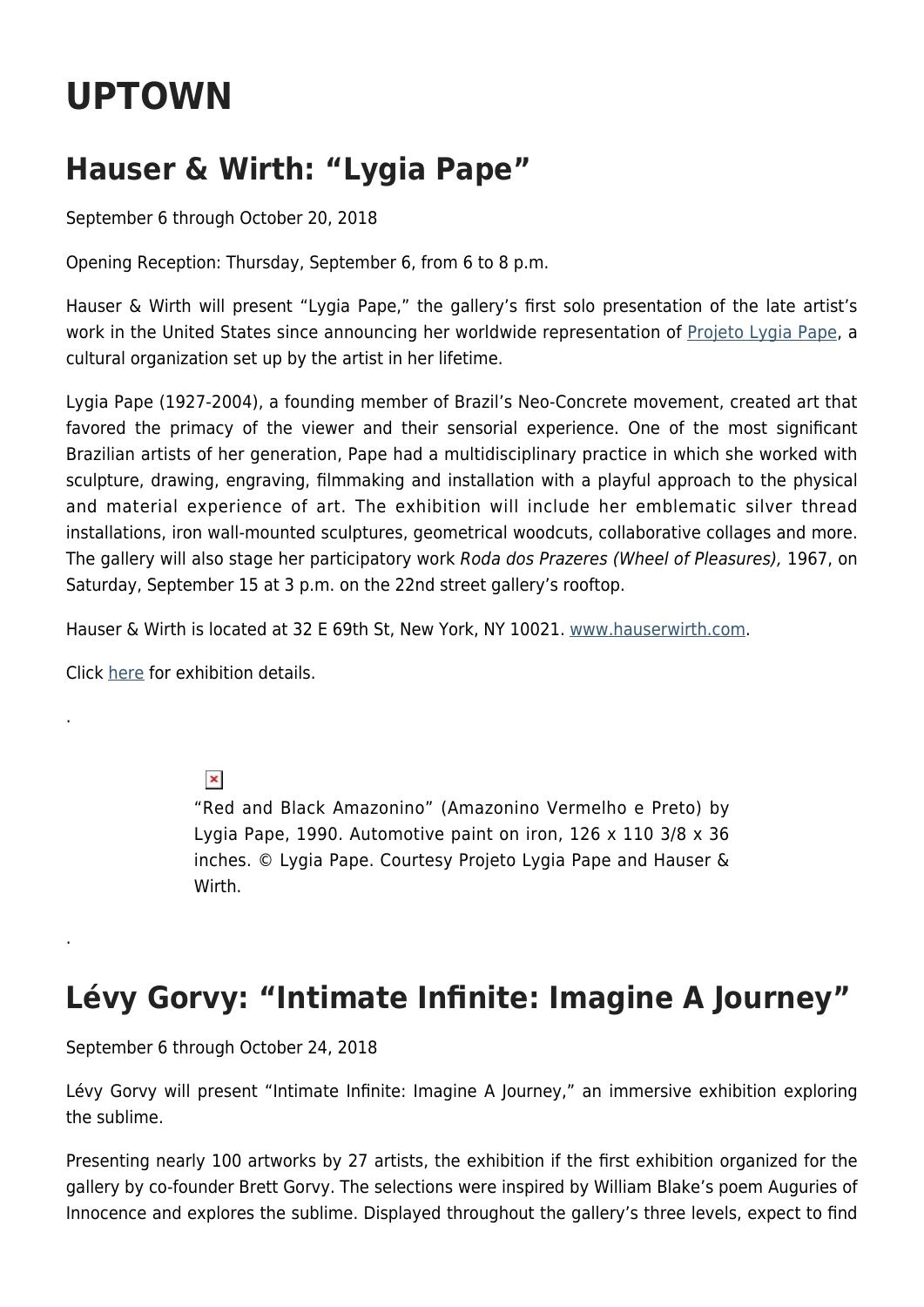# UPTOWN

## Hauser & Wirth: "Lygia Pape"

September 6 through October 20, 2018

Opening Reception: Thursday, September 6, from 6 to 8 p.m.

Hauser & Wirth will present "Lygia Pape," the gallery's first solo presentation of the late artist's work in the United States since announcing her worldwide representation of Projeto Lygia Pape, a cultural organization set up by the artist in her lifetime.

Lygia Pape (1927-2004), a founding member of Brazil's Neo-Concrete movement, created art that favored the primacy of the viewer and their sensorial experience. One of the most significant Brazilian artists of her generation, Pape had a multidisciplinary practice in which she worked with sculpture, drawing, engraving, filmmaking and installation with a playful approach to the physical and material experience of art. The exhibition will include her emblematic silver thread installations, iron wall-mounted sculptures, geometrical woodcuts, collaborative collages and more. The gallery will also stage her participatory work *Roda dos Prazeres (Wheel of Pleasures),* 1967, on Saturday, September 15 at 3 p.m. on the 22nd street gallery's rooftop.

Hauser & Wirth is located at 32 E 69th St, New York, NY 10021. www.hauserwirth.com.

Click here for exhibition details.

.

"Red and Black Amazonino" (Amazonino Vermelho e Preto) by Lygia Pape, 1990. Automotive paint on iron, 126 x 110 3/8 x 36 inches. © Lygia Pape. Courtesy Projeto Lygia Pape and Hauser & Wirth.

.

## Lévy Gorvy: "Intimate Infinite: Imagine A Journey"

September 6 through October 24, 2018

Lévy Gorvy will present "Intimate Infinite: Imagine A Journey," an immersive exhibition exploring the sublime.

Presenting nearly 100 artworks by 27 artists, the exhibition if the first exhibition organized for the gallery by co-founder Brett Gorvy. The selections were inspired by William Blake's poem Auguries of Innocence and explores the sublime. Displayed throughout the gallery's three levels, expect to find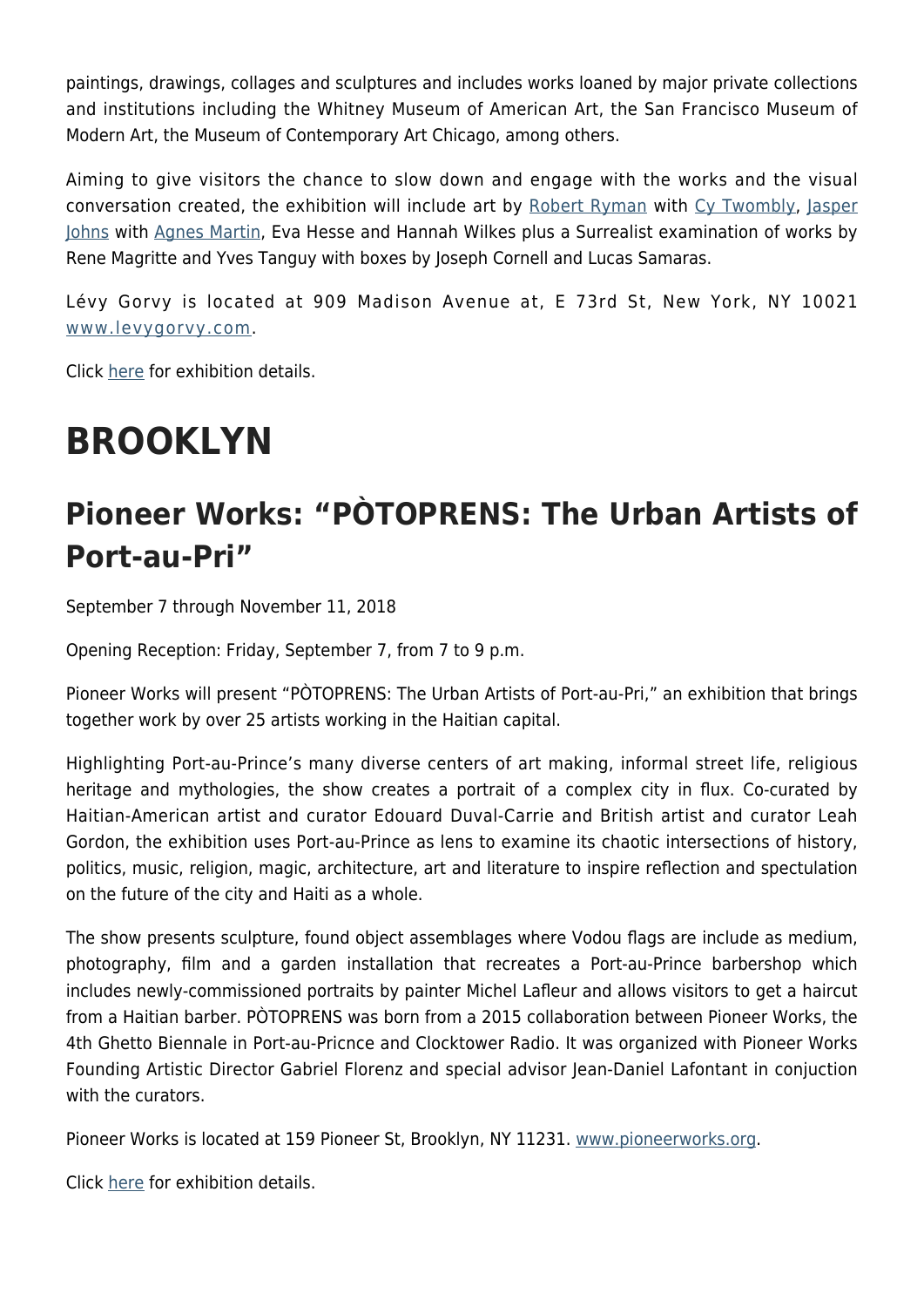paintings, drawings, collages and sculptures and includes works loaned by major private collections and institutions including the Whitney Museum of American Art, the San Francisco Museum of Modern Art, the Museum of Contemporary Art Chicago, among others.

Aiming to give visitors the chance to slow down and engage with the works and the visual conversation created, the exhibition will include art by Robert Ryman with Cy Twombly, Jasper Johns with Agnes Martin, Eva Hesse and Hannah Wilkes plus a Surrealist examination of works by Rene Magritte and Yves Tanguy with boxes by Joseph Cornell and Lucas Samaras.

Lévy Gorvy is located at 909 Madison Avenue at, E 73rd St, New York, NY 10021 www.levygorvy.com.

Click here for exhibition details.

# BROOKLYN

## Pioneer Works: "PÒTOPRENS: The Urban Artists of Port-au-Pri"

September 7 through November 11, 2018

Opening Reception: Friday, September 7, from 7 to 9 p.m.

Pioneer Works will present "PÒTOPRENS: The Urban Artists of Port-au-Pri," an exhibition that brings together work by over 25 artists working in the Haitian capital.

Highlighting Port-au-Prince's many diverse centers of art making, informal street life, religious heritage and mythologies, the show creates a portrait of a complex city in flux. Co-curated by Haitian-American artist and curator Edouard Duval-Carrie and British artist and curator Leah Gordon, the exhibition uses Port-au-Prince as lens to examine its chaotic intersections of history, politics, music, religion, magic, architecture, art and literature to inspire reflection and spectulation on the future of the city and Haiti as a whole.

The show presents sculpture, found object assemblages where Vodou flags are include as medium, photography, film and a garden installation that recreates a Port-au-Prince barbershop which includes newly-commissioned portraits by painter Michel Lafleur and allows visitors to get a haircut from a Haitian barber. PÒTOPRENS was born from a 2015 collaboration between Pioneer Works, the 4th Ghetto Biennale in Port-au-Pricnce and Clocktower Radio. It was organized with Pioneer Works Founding Artistic Director Gabriel Florenz and special advisor Jean-Daniel Lafontant in conjuction with the curators.

Pioneer Works is located at 159 Pioneer St, Brooklyn, NY 11231. www.pioneerworks.org.

Click here for exhibition details.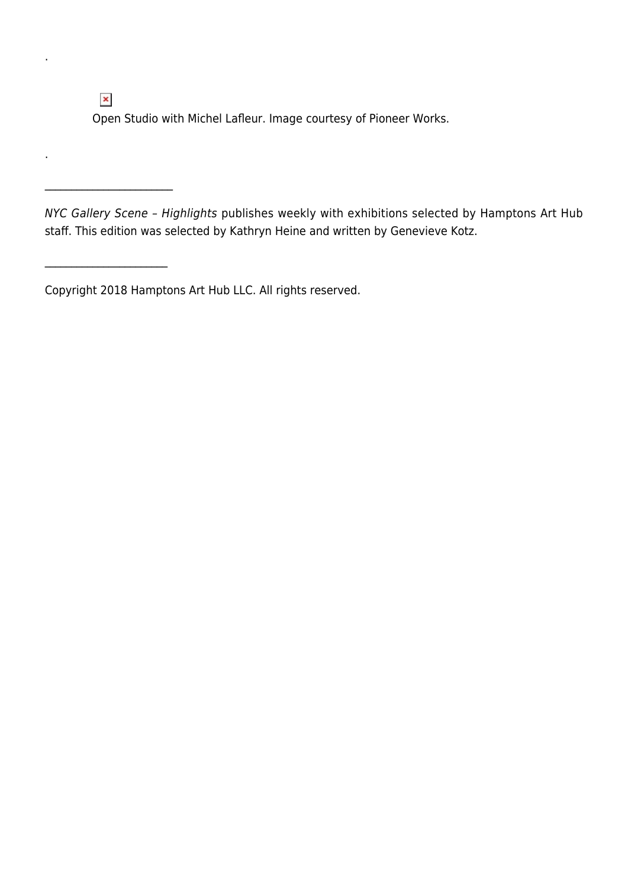.

Open Studio with Michel Lafleur. Image courtesy of Pioneer Works.

.

---

*NYC Gallery Scene – Highlights* publishes weekly with exhibitions selected by Hamptons Art Hub staff. This edition was selected by Kathryn Heine and written by Genevieve Kotz.

---

Copyright 2018 Hamptons Art Hub LLC. All rights reserved.